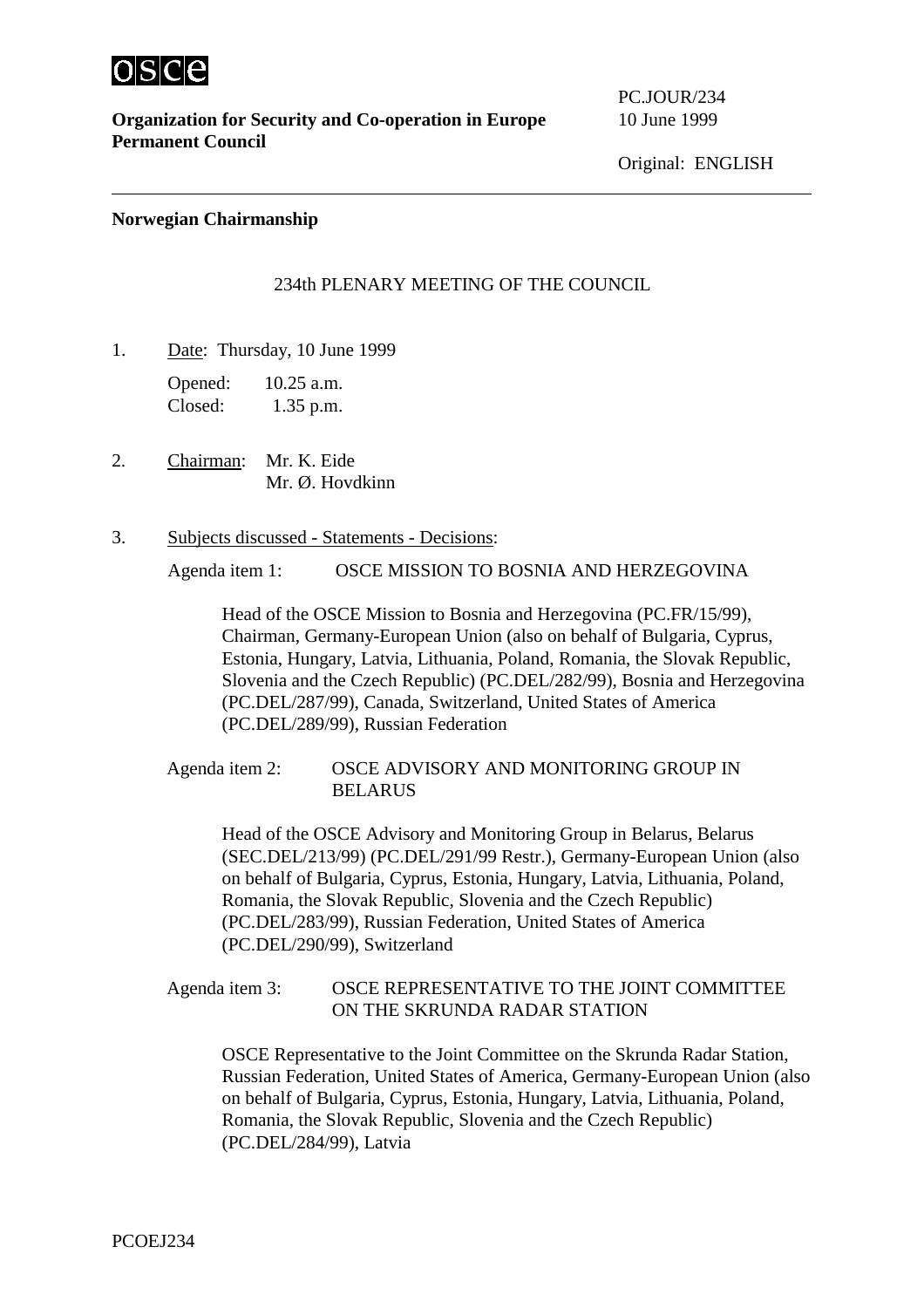**Organization for Security and Co-operation in Europe**
**Permanent Council**

PC.JOUR/234
10 June 1999

Original: ENGLISH

**Norwegian Chairmanship**

234th PLENARY MEETING OF THE COUNCIL

1. Date: Thursday, 10 June 1999

   Opened: 10.25 a.m.
   Closed: 1.35 p.m.

2. Chairman: Mr. K. Eide
   Mr. Ø. Hovdkinn

3. Subjects discussed - Statements - Decisions:

   Agenda item 1: OSCE MISSION TO BOSNIA AND HERZEGOVINA

   Head of the OSCE Mission to Bosnia and Herzegovina (PC.FR/15/99), Chairman, Germany-European Union (also on behalf of Bulgaria, Cyprus, Estonia, Hungary, Latvia, Lithuania, Poland, Romania, the Slovak Republic, Slovenia and the Czech Republic) (PC.DEL/282/99), Bosnia and Herzegovina (PC.DEL/287/99), Canada, Switzerland, United States of America (PC.DEL/289/99), Russian Federation

   Agenda item 2: OSCE ADVISORY AND MONITORING GROUP IN BELARUS

   Head of the OSCE Advisory and Monitoring Group in Belarus, Belarus (SEC.DEL/213/99) (PC.DEL/291/99 Restr.), Germany-European Union (also on behalf of Bulgaria, Cyprus, Estonia, Hungary, Latvia, Lithuania, Poland, Romania, the Slovak Republic, Slovenia and the Czech Republic) (PC.DEL/283/99), Russian Federation, United States of America (PC.DEL/290/99), Switzerland

   Agenda item 3: OSCE REPRESENTATIVE TO THE JOINT COMMITTEE ON THE SKRUNDA RADAR STATION

   OSCE Representative to the Joint Committee on the Skrunda Radar Station, Russian Federation, United States of America, Germany-European Union (also on behalf of Bulgaria, Cyprus, Estonia, Hungary, Latvia, Lithuania, Poland, Romania, the Slovak Republic, Slovenia and the Czech Republic) (PC.DEL/284/99), Latvia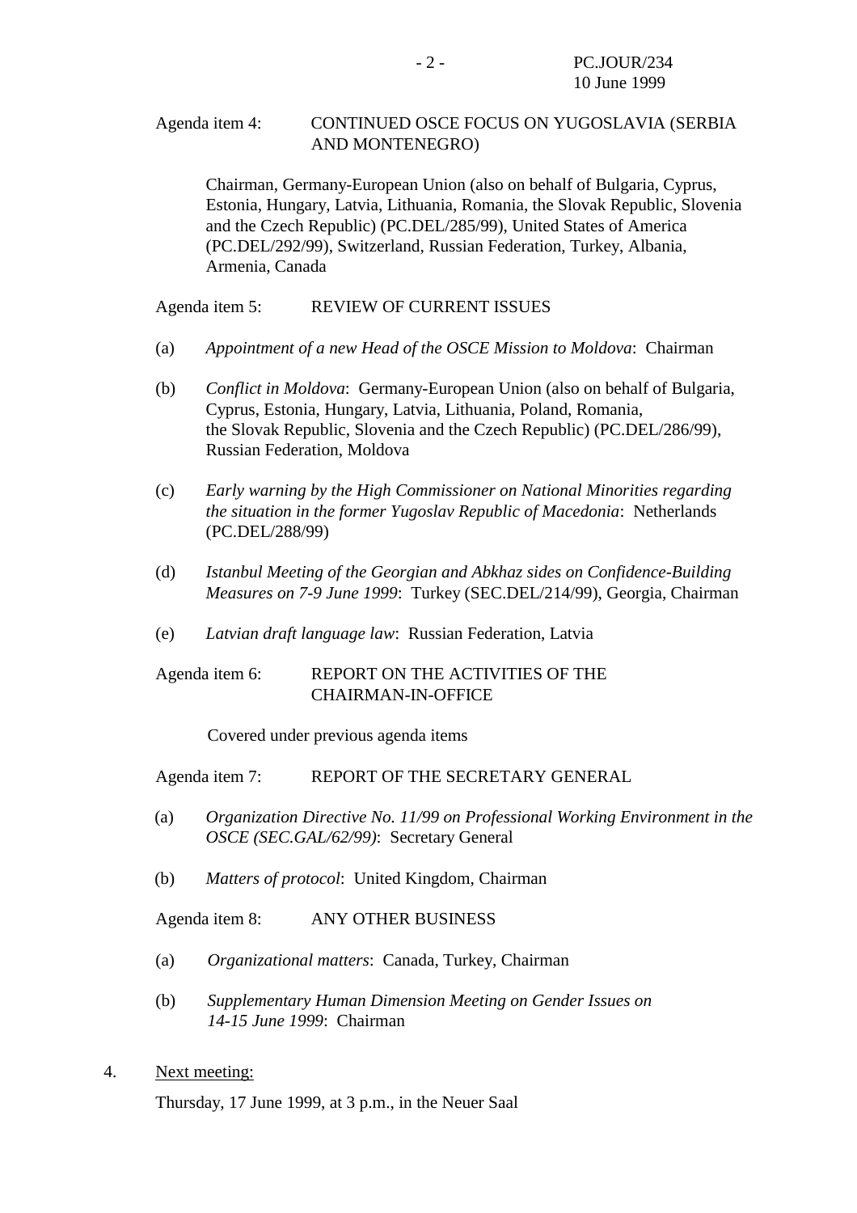Agenda item 4: CONTINUED OSCE FOCUS ON YUGOSLAVIA (SERBIA AND MONTENEGRO)

Chairman, Germany-European Union (also on behalf of Bulgaria, Cyprus, Estonia, Hungary, Latvia, Lithuania, Romania, the Slovak Republic, Slovenia and the Czech Republic) (PC.DEL/285/99), United States of America (PC.DEL/292/99), Switzerland, Russian Federation, Turkey, Albania, Armenia, Canada

Agenda item 5: REVIEW OF CURRENT ISSUES

(a) *Appointment of a new Head of the OSCE Mission to Moldova*: Chairman

(b) *Conflict in Moldova*: Germany-European Union (also on behalf of Bulgaria, Cyprus, Estonia, Hungary, Latvia, Lithuania, Poland, Romania, the Slovak Republic, Slovenia and the Czech Republic) (PC.DEL/286/99), Russian Federation, Moldova

(c) *Early warning by the High Commissioner on National Minorities regarding the situation in the former Yugoslav Republic of Macedonia*: Netherlands (PC.DEL/288/99)

(d) *Istanbul Meeting of the Georgian and Abkhaz sides on Confidence-Building Measures on 7-9 June 1999*: Turkey (SEC.DEL/214/99), Georgia, Chairman

(e) *Latvian draft language law*: Russian Federation, Latvia

Agenda item 6: REPORT ON THE ACTIVITIES OF THE CHAIRMAN-IN-OFFICE

Covered under previous agenda items

Agenda item 7: REPORT OF THE SECRETARY GENERAL

(a) *Organization Directive No. 11/99 on Professional Working Environment in the OSCE (SEC.GAL/62/99)*: Secretary General

(b) *Matters of protocol*: United Kingdom, Chairman

Agenda item 8: ANY OTHER BUSINESS

(a) *Organizational matters*: Canada, Turkey, Chairman

(b) *Supplementary Human Dimension Meeting on Gender Issues on 14-15 June 1999*: Chairman

4. Next meeting:

Thursday, 17 June 1999, at 3 p.m., in the Neuer Saal